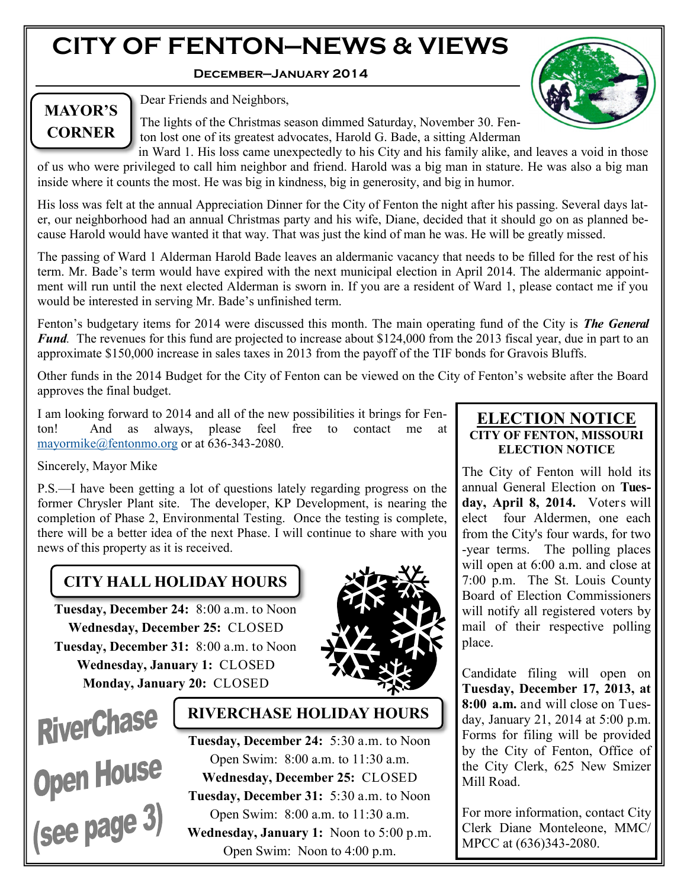# CITY OF FENTON—NEWS & VIEWS

**December—January 2014**

## MAYOR'S CORNER

Dear Friends and Neighbors,

The lights of the Christmas season dimmed Saturday, November 30. Fenton lost one of its greatest advocates, Harold G. Bade, a sitting Alderman in Ward 1. His loss came unexpectedly to his City and his family alike, and leaves a void in those of us who were privileged to call him neighbor and friend. Harold was a big man in stature. He was also a big man inside where it counts the most. He was big in kindness, big in generosity, and big in humor.

His loss was felt at the annual Appreciation Dinner for the City of Fenton the night after his passing. Several days later, our neighborhood had an annual Christmas party and his wife, Diane, decided that it should go on as planned because Harold would have wanted it that way. That was just the kind of man he was. He will be greatly missed.

The passing of Ward 1 Alderman Harold Bade leaves an aldermanic vacancy that needs to be filled for the rest of his term. Mr. Bade's term would have expired with the next municipal election in April 2014. The aldermanic appointment will run until the next elected Alderman is sworn in. If you are a resident of Ward 1, please contact me if you would be interested in serving Mr. Bade's unfinished term.

Fenton's budgetary items for 2014 were discussed this month. The main operating fund of the City is ***The General Fund***. The revenues for this fund are projected to increase about $124,000 from the 2013 fiscal year, due in part to an approximate $150,000 increase in sales taxes in 2013 from the payoff of the TIF bonds for Gravois Bluffs.

Other funds in the 2014 Budget for the City of Fenton can be viewed on the City of Fenton's website after the Board approves the final budget.

I am looking forward to 2014 and all of the new possibilities it brings for Fenton! And as always, please feel free to contact me at mayormike@fentonmo.org or at 636-343-2080.

Sincerely, Mayor Mike

P.S.—I have been getting a lot of questions lately regarding progress on the former Chrysler Plant site. The developer, KP Development, is nearing the completion of Phase 2, Environmental Testing. Once the testing is complete, there will be a better idea of the next Phase. I will continue to share with you news of this property as it is received.

## CITY HALL HOLIDAY HOURS

**Tuesday, December 24:** 8:00 a.m. to Noon
**Wednesday, December 25:** CLOSED
**Tuesday, December 31:** 8:00 a.m. to Noon
**Wednesday, January 1:** CLOSED
**Monday, January 20:** CLOSED

**RiverChase Open House (see page 3)**

## RIVERCHASE HOLIDAY HOURS

**Tuesday, December 24:** 5:30 a.m. to Noon
Open Swim: 8:00 a.m. to 11:30 a.m.
**Wednesday, December 25:** CLOSED
**Tuesday, December 31:** 5:30 a.m. to Noon
Open Swim: 8:00 a.m. to 11:30 a.m.
**Wednesday, January 1:** Noon to 5:00 p.m.
Open Swim: Noon to 4:00 p.m.

## ELECTION NOTICE

**CITY OF FENTON, MISSOURI ELECTION NOTICE**

The City of Fenton will hold its annual General Election on **Tuesday, April 8, 2014.** Voters will elect four Aldermen, one each from the City's four wards, for two-year terms. The polling places will open at 6:00 a.m. and close at 7:00 p.m. The St. Louis County Board of Election Commissioners will notify all registered voters by mail of their respective polling place.

Candidate filing will open on **Tuesday, December 17, 2013, at 8:00 a.m.** and will close on Tuesday, January 21, 2014 at 5:00 p.m. Forms for filing will be provided by the City of Fenton, Office of the City Clerk, 625 New Smizer Mill Road.

For more information, contact City Clerk Diane Monteleone, MMC/MPCC at (636)343-2080.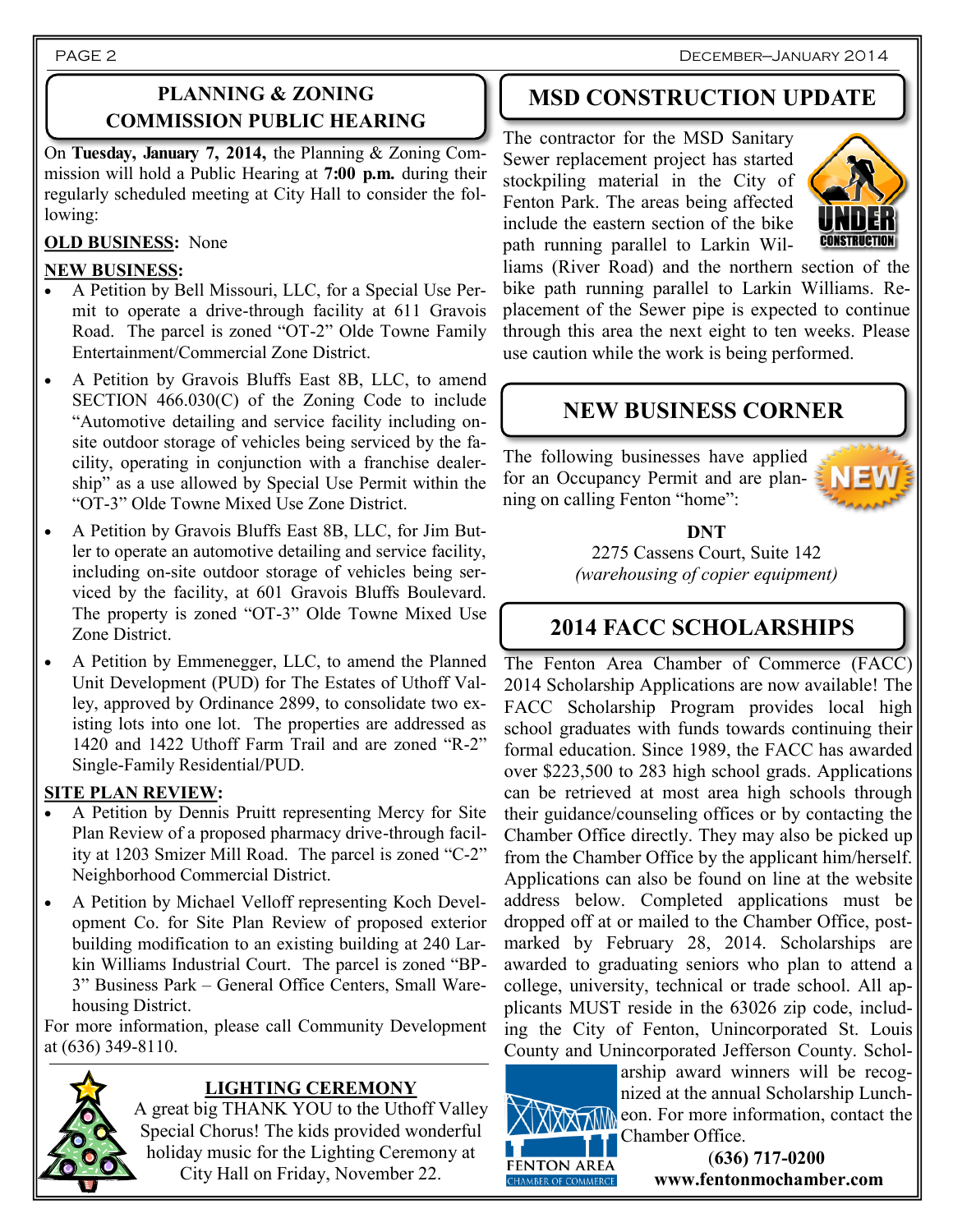## PLANNING & ZONING COMMISSION PUBLIC HEARING

On **Tuesday, January 7, 2014,** the Planning & Zoning Commission will hold a Public Hearing at **7:00 p.m.** during their regularly scheduled meeting at City Hall to consider the following:

**OLD BUSINESS:** None

**NEW BUSINESS:**

- A Petition by Bell Missouri, LLC, for a Special Use Permit to operate a drive-through facility at 611 Gravois Road. The parcel is zoned "OT-2" Olde Towne Family Entertainment/Commercial Zone District.
- A Petition by Gravois Bluffs East 8B, LLC, to amend SECTION 466.030(C) of the Zoning Code to include "Automotive detailing and service facility including on-site outdoor storage of vehicles being serviced by the facility, operating in conjunction with a franchise dealership" as a use allowed by Special Use Permit within the "OT-3" Olde Towne Mixed Use Zone District.
- A Petition by Gravois Bluffs East 8B, LLC, for Jim Butler to operate an automotive detailing and service facility, including on-site outdoor storage of vehicles being serviced by the facility, at 601 Gravois Bluffs Boulevard. The property is zoned "OT-3" Olde Towne Mixed Use Zone District.
- A Petition by Emmenegger, LLC, to amend the Planned Unit Development (PUD) for The Estates of Uthoff Valley, approved by Ordinance 2899, to consolidate two existing lots into one lot. The properties are addressed as 1420 and 1422 Uthoff Farm Trail and are zoned "R-2" Single-Family Residential/PUD.

**SITE PLAN REVIEW:**

- A Petition by Dennis Pruitt representing Mercy for Site Plan Review of a proposed pharmacy drive-through facility at 1203 Smizer Mill Road. The parcel is zoned "C-2" Neighborhood Commercial District.
- A Petition by Michael Velloff representing Koch Development Co. for Site Plan Review of proposed exterior building modification to an existing building at 240 Larkin Williams Industrial Court. The parcel is zoned "BP-3" Business Park – General Office Centers, Small Warehousing District.

For more information, please call Community Development at (636) 349-8110.

### LIGHTING CEREMONY

A great big THANK YOU to the Uthoff Valley Special Chorus! The kids provided wonderful holiday music for the Lighting Ceremony at City Hall on Friday, November 22.

## MSD CONSTRUCTION UPDATE

The contractor for the MSD Sanitary Sewer replacement project has started stockpiling material in the City of Fenton Park. The areas being affected include the eastern section of the bike path running parallel to Larkin Williams (River Road) and the northern section of the bike path running parallel to Larkin Williams. Replacement of the Sewer pipe is expected to continue through this area the next eight to ten weeks. Please use caution while the work is being performed.

## NEW BUSINESS CORNER

The following businesses have applied for an Occupancy Permit and are planning on calling Fenton "home":

**DNT**
2275 Cassens Court, Suite 142
*(warehousing of copier equipment)*

## 2014 FACC SCHOLARSHIPS

The Fenton Area Chamber of Commerce (FACC) 2014 Scholarship Applications are now available! The FACC Scholarship Program provides local high school graduates with funds towards continuing their formal education. Since 1989, the FACC has awarded over $223,500 to 283 high school grads. Applications can be retrieved at most area high schools through their guidance/counseling offices or by contacting the Chamber Office directly. They may also be picked up from the Chamber Office by the applicant him/herself. Applications can also be found on line at the website address below. Completed applications must be dropped off at or mailed to the Chamber Office, postmarked by February 28, 2014. Scholarships are awarded to graduating seniors who plan to attend a college, university, technical or trade school. All applicants MUST reside in the 63026 zip code, including the City of Fenton, Unincorporated St. Louis County and Unincorporated Jefferson County. Scholarship award winners will be recognized at the annual Scholarship Luncheon. For more information, contact the Chamber Office.

FENTON AREA CHAMBER OF COMMERCE

**(636) 717-0200**
**www.fentonmochamber.com**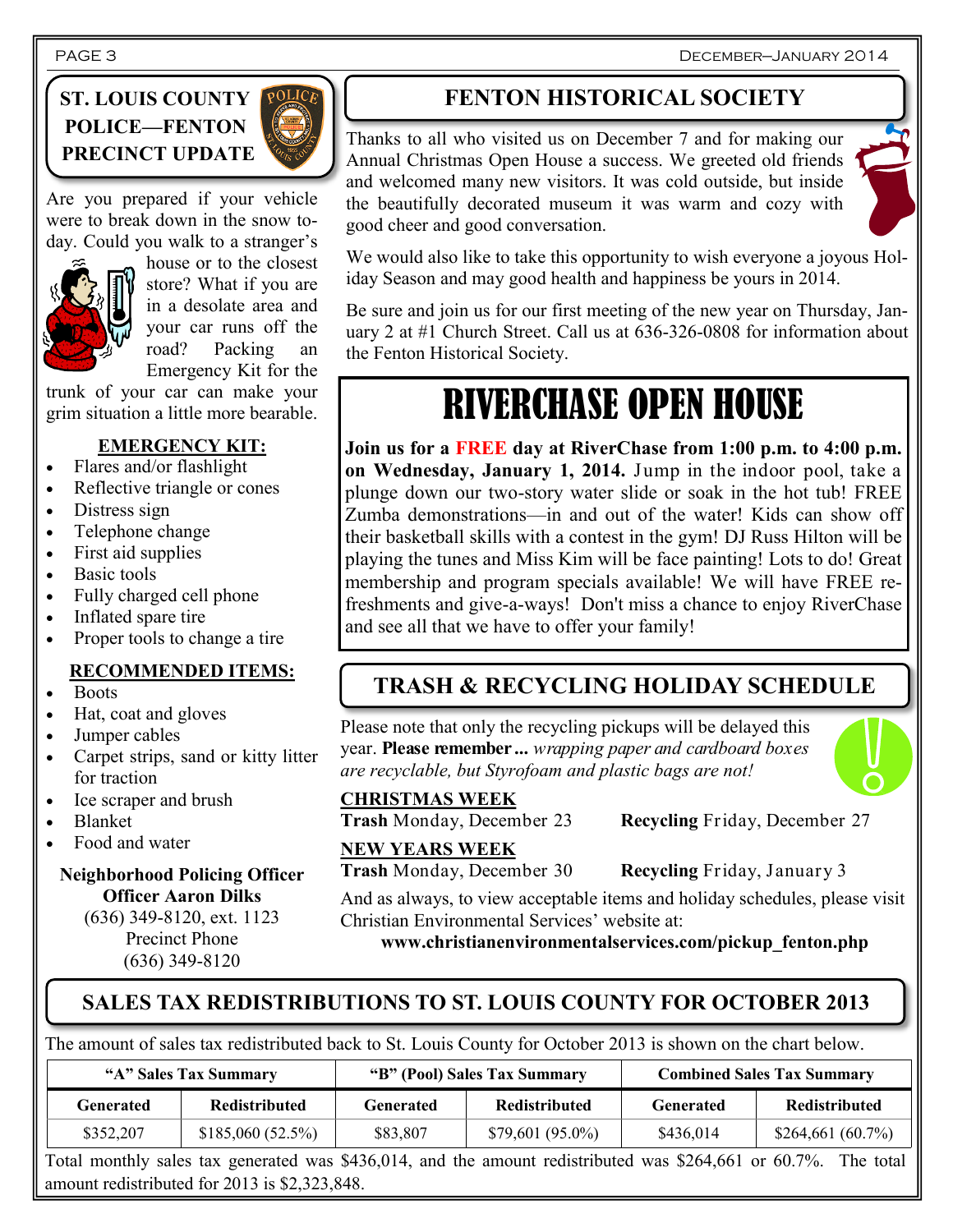## ST. LOUIS COUNTY POLICE—FENTON PRECINCT UPDATE

Are you prepared if your vehicle were to break down in the snow today. Could you walk to a stranger's house or to the closest store? What if you are in a desolate area and your car runs off the road? Packing an Emergency Kit for the trunk of your car can make your grim situation a little more bearable.

**EMERGENCY KIT:**

- Flares and/or flashlight
- Reflective triangle or cones
- Distress sign
- Telephone change
- First aid supplies
- Basic tools
- Fully charged cell phone
- Inflated spare tire
- Proper tools to change a tire

**RECOMMENDED ITEMS:**

- Boots
- Hat, coat and gloves
- Jumper cables
- Carpet strips, sand or kitty litter for traction
- Ice scraper and brush
- Blanket
- Food and water

**Neighborhood Policing Officer**
**Officer Aaron Dilks**
(636) 349-8120, ext. 1123
Precinct Phone
(636) 349-8120

## FENTON HISTORICAL SOCIETY

Thanks to all who visited us on December 7 and for making our Annual Christmas Open House a success. We greeted old friends and welcomed many new visitors. It was cold outside, but inside the beautifully decorated museum it was warm and cozy with good cheer and good conversation.

We would also like to take this opportunity to wish everyone a joyous Holiday Season and may good health and happiness be yours in 2014.

Be sure and join us for our first meeting of the new year on Thursday, January 2 at #1 Church Street. Call us at 636-326-0808 for information about the Fenton Historical Society.

# RIVERCHASE OPEN HOUSE

**Join us for a FREE day at RiverChase from 1:00 p.m. to 4:00 p.m. on Wednesday, January 1, 2014.** Jump in the indoor pool, take a plunge down our two-story water slide or soak in the hot tub! FREE Zumba demonstrations—in and out of the water! Kids can show off their basketball skills with a contest in the gym! DJ Russ Hilton will be playing the tunes and Miss Kim will be face painting! Lots to do! Great membership and program specials available! We will have FREE refreshments and give-a-ways! Don't miss a chance to enjoy RiverChase and see all that we have to offer your family!

## TRASH & RECYCLING HOLIDAY SCHEDULE

Please note that only the recycling pickups will be delayed this year. **Please remember ...** *wrapping paper and cardboard boxes are recyclable, but Styrofoam and plastic bags are not!*

**CHRISTMAS WEEK**
**Trash** Monday, December 23 — **Recycling** Friday, December 27

**NEW YEARS WEEK**
**Trash** Monday, December 30 — **Recycling** Friday, January 3

And as always, to view acceptable items and holiday schedules, please visit Christian Environmental Services' website at:

**www.christianenvironmentalservices.com/pickup_fenton.php**

## SALES TAX REDISTRIBUTIONS TO ST. LOUIS COUNTY FOR OCTOBER 2013

The amount of sales tax redistributed back to St. Louis County for October 2013 is shown on the chart below.

| "A" Sales Tax Summary | | "B" (Pool) Sales Tax Summary | | Combined Sales Tax Summary | |
|---|---|---|---|---|---|
| Generated | Redistributed | Generated | Redistributed | Generated | Redistributed |
| $352,207 | $185,060 (52.5%) | $83,807 | $79,601 (95.0%) | $436,014 | $264,661 (60.7%) |

Total monthly sales tax generated was $436,014, and the amount redistributed was $264,661 or 60.7%. The total amount redistributed for 2013 is $2,323,848.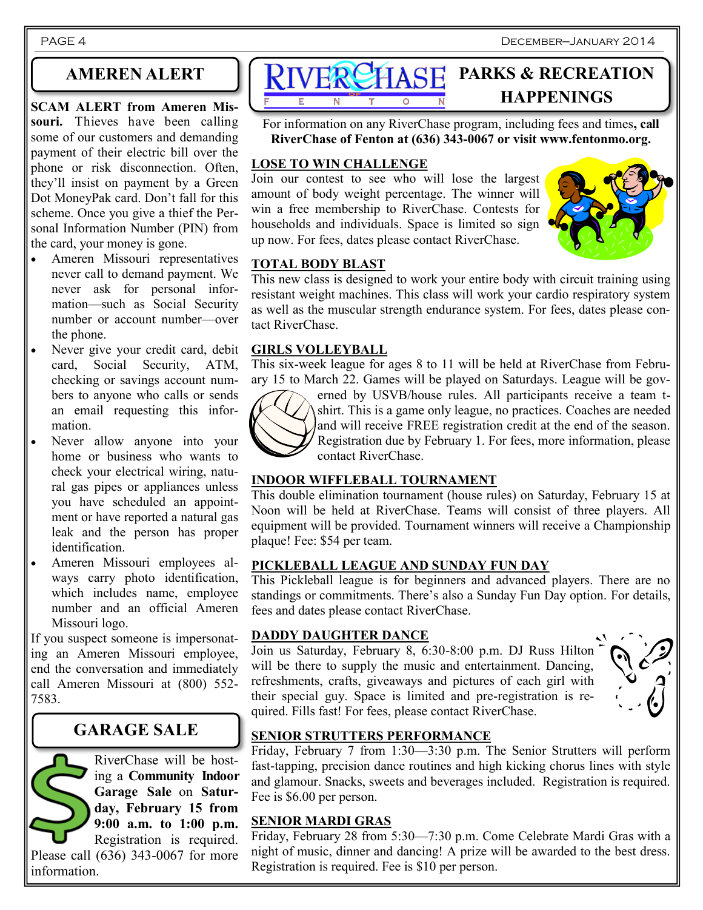## AMEREN ALERT

**SCAM ALERT from Ameren Missouri.** Thieves have been calling some of our customers and demanding payment of their electric bill over the phone or risk disconnection. Often, they'll insist on payment by a Green Dot MoneyPak card. Don't fall for this scheme. Once you give a thief the Personal Information Number (PIN) from the card, your money is gone.

- Ameren Missouri representatives never call to demand payment. We never ask for personal information—such as Social Security number or account number—over the phone.
- Never give your credit card, debit card, Social Security, ATM, checking or savings account numbers to anyone who calls or sends an email requesting this information.
- Never allow anyone into your home or business who wants to check your electrical wiring, natural gas pipes or appliances unless you have scheduled an appointment or have reported a natural gas leak and the person has proper identification.
- Ameren Missouri employees always carry photo identification, which includes name, employee number and an official Ameren Missouri logo.

If you suspect someone is impersonating an Ameren Missouri employee, end the conversation and immediately call Ameren Missouri at (800) 552-7583.

## GARAGE SALE

RiverChase will be hosting a **Community Indoor Garage Sale** on **Saturday, February 15 from 9:00 a.m. to 1:00 p.m.** Registration is required. Please call (636) 343-0067 for more information.

## RIVERCHASE OF FENTON PARKS & RECREATION HAPPENINGS

For information on any RiverChase program, including fees and times**, call RiverChase of Fenton at (636) 343-0067 or visit www.fentonmo.org.**

### LOSE TO WIN CHALLENGE

Join our contest to see who will lose the largest amount of body weight percentage. The winner will win a free membership to RiverChase. Contests for households and individuals. Space is limited so sign up now. For fees, dates please contact RiverChase.

### TOTAL BODY BLAST

This new class is designed to work your entire body with circuit training using resistant weight machines. This class will work your cardio respiratory system as well as the muscular strength endurance system. For fees, dates please contact RiverChase.

### GIRLS VOLLEYBALL

This six-week league for ages 8 to 11 will be held at RiverChase from February 15 to March 22. Games will be played on Saturdays. League will be governed by USVB/house rules. All participants receive a team t-shirt. This is a game only league, no practices. Coaches are needed and will receive FREE registration credit at the end of the season. Registration due by February 1. For fees, more information, please contact RiverChase.

### INDOOR WIFFLEBALL TOURNAMENT

This double elimination tournament (house rules) on Saturday, February 15 at Noon will be held at RiverChase. Teams will consist of three players. All equipment will be provided. Tournament winners will receive a Championship plaque! Fee: $54 per team.

### PICKLEBALL LEAGUE AND SUNDAY FUN DAY

This Pickleball league is for beginners and advanced players. There are no standings or commitments. There's also a Sunday Fun Day option. For details, fees and dates please contact RiverChase.

### DADDY DAUGHTER DANCE

Join us Saturday, February 8, 6:30-8:00 p.m. DJ Russ Hilton will be there to supply the music and entertainment. Dancing, refreshments, crafts, giveaways and pictures of each girl with their special guy. Space is limited and pre-registration is required. Fills fast! For fees, please contact RiverChase.

### SENIOR STRUTTERS PERFORMANCE

Friday, February 7 from 1:30—3:30 p.m. The Senior Strutters will perform fast-tapping, precision dance routines and high kicking chorus lines with style and glamour. Snacks, sweets and beverages included. Registration is required. Fee is $6.00 per person.

### SENIOR MARDI GRAS

Friday, February 28 from 5:30—7:30 p.m. Come Celebrate Mardi Gras with a night of music, dinner and dancing! A prize will be awarded to the best dress. Registration is required. Fee is $10 per person.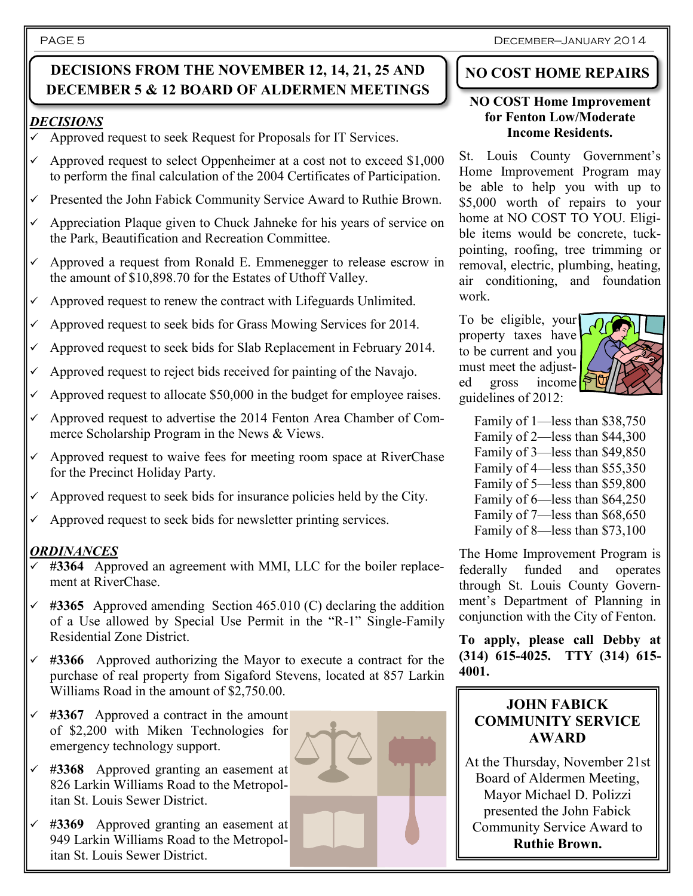## DECISIONS FROM THE NOVEMBER 12, 14, 21, 25 AND DECEMBER 5 & 12 BOARD OF ALDERMEN MEETINGS

***DECISIONS***

- ✓ Approved request to seek Request for Proposals for IT Services.
- ✓ Approved request to select Oppenheimer at a cost not to exceed $1,000 to perform the final calculation of the 2004 Certificates of Participation.
- ✓ Presented the John Fabick Community Service Award to Ruthie Brown.
- ✓ Appreciation Plaque given to Chuck Jahneke for his years of service on the Park, Beautification and Recreation Committee.
- ✓ Approved a request from Ronald E. Emmenegger to release escrow in the amount of $10,898.70 for the Estates of Uthoff Valley.
- ✓ Approved request to renew the contract with Lifeguards Unlimited.
- ✓ Approved request to seek bids for Grass Mowing Services for 2014.
- ✓ Approved request to seek bids for Slab Replacement in February 2014.
- ✓ Approved request to reject bids received for painting of the Navajo.
- ✓ Approved request to allocate $50,000 in the budget for employee raises.
- ✓ Approved request to advertise the 2014 Fenton Area Chamber of Commerce Scholarship Program in the News & Views.
- ✓ Approved request to waive fees for meeting room space at RiverChase for the Precinct Holiday Party.
- ✓ Approved request to seek bids for insurance policies held by the City.
- ✓ Approved request to seek bids for newsletter printing services.

***ORDINANCES***

- ✓ **#3364** Approved an agreement with MMI, LLC for the boiler replacement at RiverChase.
- ✓ **#3365** Approved amending Section 465.010 (C) declaring the addition of a Use allowed by Special Use Permit in the "R-1" Single-Family Residential Zone District.
- ✓ **#3366** Approved authorizing the Mayor to execute a contract for the purchase of real property from Sigaford Stevens, located at 857 Larkin Williams Road in the amount of $2,750.00.
- ✓ **#3367** Approved a contract in the amount of $2,200 with Miken Technologies for emergency technology support.
- ✓ **#3368** Approved granting an easement at 826 Larkin Williams Road to the Metropolitan St. Louis Sewer District.
- ✓ **#3369** Approved granting an easement at 949 Larkin Williams Road to the Metropolitan St. Louis Sewer District.

## NO COST HOME REPAIRS

**NO COST Home Improvement for Fenton Low/Moderate Income Residents.**

St. Louis County Government's Home Improvement Program may be able to help you with up to $5,000 worth of repairs to your home at NO COST TO YOU. Eligible items would be concrete, tuck-pointing, roofing, tree trimming or removal, electric, plumbing, heating, air conditioning, and foundation work.

To be eligible, your property taxes have to be current and you must meet the adjusted gross income guidelines of 2012:

- Family of 1—less than $38,750
- Family of 2—less than $44,300
- Family of 3—less than $49,850
- Family of 4—less than $55,350
- Family of 5—less than $59,800
- Family of 6—less than $64,250
- Family of 7—less than $68,650
- Family of 8—less than $73,100

The Home Improvement Program is federally funded and operates through St. Louis County Government's Department of Planning in conjunction with the City of Fenton.

**To apply, please call Debby at (314) 615-4025. TTY (314) 615-4001.**

## JOHN FABICK COMMUNITY SERVICE AWARD

At the Thursday, November 21st Board of Aldermen Meeting, Mayor Michael D. Polizzi presented the John Fabick Community Service Award to **Ruthie Brown.**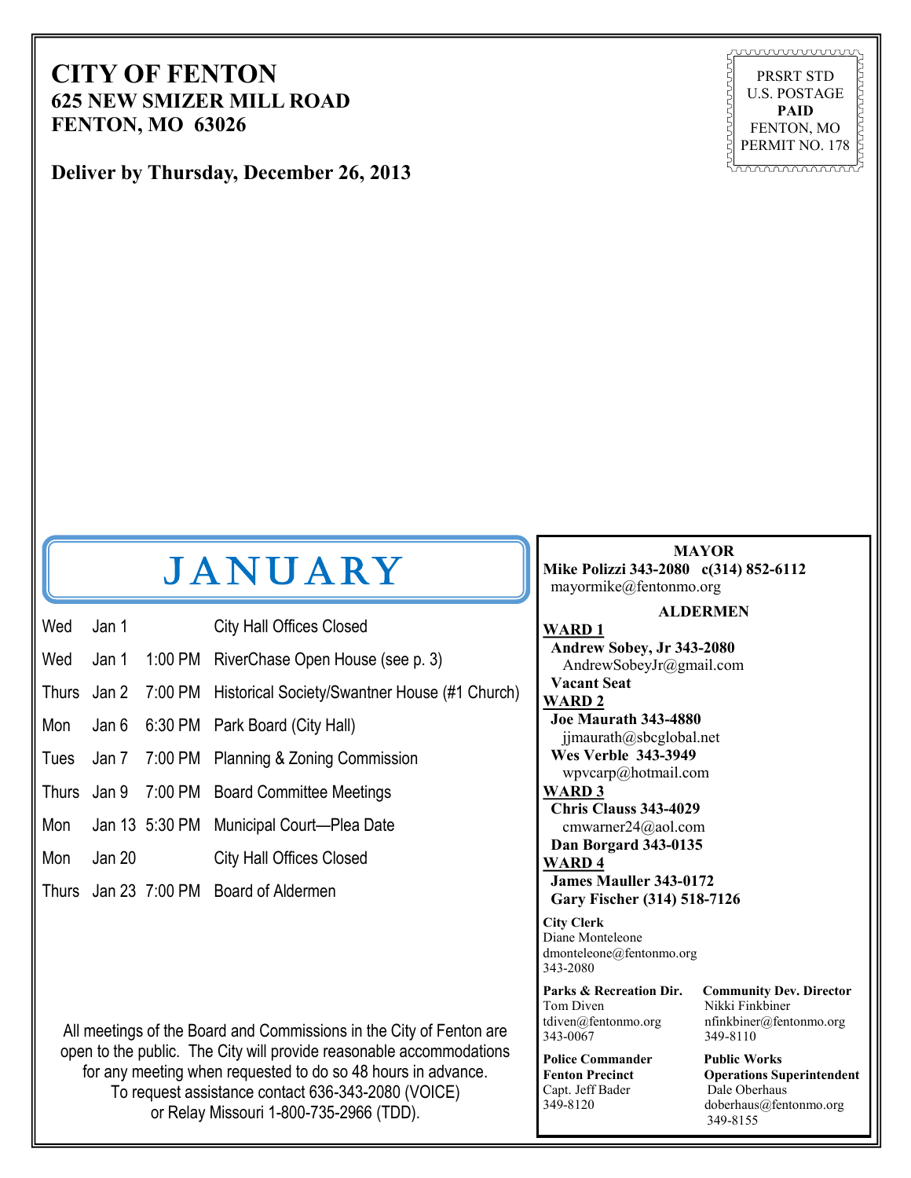**CITY OF FENTON**
**625 NEW SMIZER MILL ROAD**
**FENTON, MO 63026**

**Deliver by Thursday, December 26, 2013**

PRSRT STD
U.S. POSTAGE
**PAID**
FENTON, MO
PERMIT NO. 178

# JANUARY

| | | | |
|---|---|---|---|
| Wed | Jan 1 | | City Hall Offices Closed |
| Wed | Jan 1 | 1:00 PM | RiverChase Open House (see p. 3) |
| Thurs | Jan 2 | 7:00 PM | Historical Society/Swantner House (#1 Church) |
| Mon | Jan 6 | 6:30 PM | Park Board (City Hall) |
| Tues | Jan 7 | 7:00 PM | Planning & Zoning Commission |
| Thurs | Jan 9 | 7:00 PM | Board Committee Meetings |
| Mon | Jan 13 | 5:30 PM | Municipal Court—Plea Date |
| Mon | Jan 20 | | City Hall Offices Closed |
| Thurs | Jan 23 | 7:00 PM | Board of Aldermen |

All meetings of the Board and Commissions in the City of Fenton are open to the public. The City will provide reasonable accommodations for any meeting when requested to do so 48 hours in advance. To request assistance contact 636-343-2080 (VOICE) or Relay Missouri 1-800-735-2966 (TDD).

**MAYOR**
**Mike Polizzi 343-2080 c(314) 852-6112**
mayormike@fentonmo.org

**ALDERMEN**

**WARD 1**
**Andrew Sobey, Jr 343-2080**
AndrewSobeyJr@gmail.com
**Vacant Seat**

**WARD 2**
**Joe Maurath 343-4880**
jjmaurath@sbcglobal.net
**Wes Verble 343-3949**
wpvcarp@hotmail.com

**WARD 3**
**Chris Clauss 343-4029**
cmwarner24@aol.com
**Dan Borgard 343-0135**

**WARD 4**
**James Mauller 343-0172**
**Gary Fischer (314) 518-7126**

**City Clerk**
Diane Monteleone
dmonteleone@fentonmo.org
343-2080

**Parks & Recreation Dir.**
Tom Diven
tdiven@fentonmo.org
343-0067

**Community Dev. Director**
Nikki Finkbiner
nfinkbiner@fentonmo.org
349-8110

**Police Commander Fenton Precinct**
Capt. Jeff Bader
349-8120

**Public Works Operations Superintendent**
Dale Oberhaus
doberhaus@fentonmo.org
349-8155